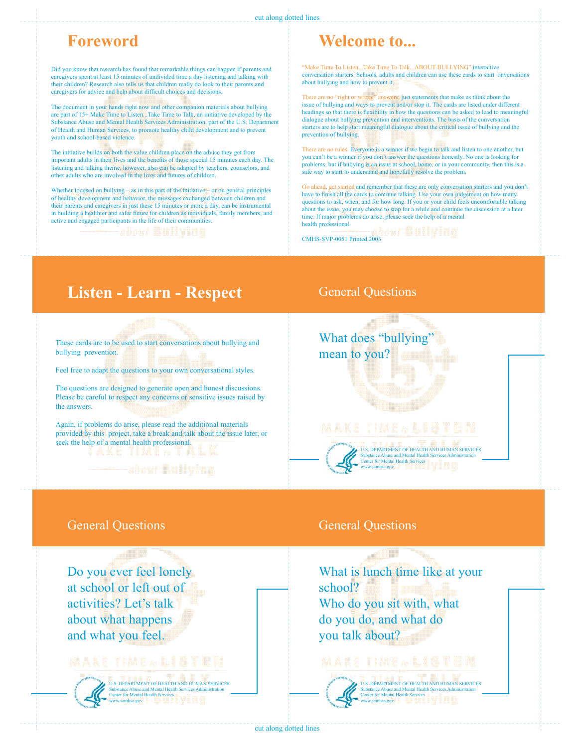# Foreword

Did you know that research has found that remarkable things can happen if parents and caregivers spent at least 15 minutes of undivided time a day listening and talking with their children? Research also tells us that children really do look to their parents and caregivers for advice and help about difficult choices and decisions.

The document in your hands right now and other companion materials about bullying are part of 15+ Make Time to Listen...Take Time to Talk, an initiative developed by the Substance Abuse and Mental Health Services Administration, part of the U.S. Department of Health and Human Services, to promote healthy child development and to prevent youth and school-based violence.

The initiative builds on both the value children place on the advice they get from important adults in their lives and the benefits of those special 15 minutes each day. The listening and talking theme, however, also can be adapted by teachers, counselors, and other adults who are involved in the lives and futures of children.

Whether focused on bullying – as in this part of the initiative – or on general principles of healthy development and behavior, the messages exchanged between children and their parents and caregivers in just these 15 minutes or more a day, can be instrumental in building a healthier and safer future for children as individuals, family members, and active and engaged participants in the life of their communities.

# Welcome to...

"Make Time To Listen...Take Time To Talk...ABOUT BULLYING" interactive conversation starters. Schools, adults and children can use these cards to start onversations about bullying and how to prevent it.

There are no "right or wrong" answers, just statements that make us think about the issue of bullying and ways to prevent and/or stop it. The cards are listed under different headings so that there is flexibility in how the questions can be asked to lead to meaningful dialogue about bullying prevention and interventions. The basis of the conversation starters are to help start meaningful dialogue about the critical issue of bullying and the prevention of bullying.

There are no rules. Everyone is a winner if we begin to talk and listen to one another, but you can't be a winner if you don't answer the questions honestly. No one is looking for problems, but if bullying is an issue at school, home, or in your community, then this is a safe way to start to understand and hopefully resolve the problem.

Go ahead, get started and remember that these are only conversation starters and you don't have to finish all the cards to continue talking. Use your own judgement on how many questions to ask, when, and for how long. If you or your child feels uncomfortable talking about the issue, you may choose to stop for a while and continue the discussion at a later time. If major problems do arise, please seek the help of a mental health professional.

CMHS-SVP-0051 Printed 2003

# Listen - Learn - Respect

These cards are to be used to start conversations about bullying and bullying prevention.

Feel free to adapt the questions to your own conversational styles.

The questions are designed to generate open and honest discussions. Please be careful to respect any concerns or sensitive issues raised by the answers.

Again, if problems do arise, please read the additional materials provided by this project, take a break and talk about the issue later, or seek the help of a mental health professional.

## General Questions

What does "bullying" mean to you?

U.S. DEPARTMENT OF HEALTH AND HUMAN SERVICES
Substance Abuse and Mental Health Services Administration
Center for Mental Health Services
www.samhsa.gov

## General Questions

Do you ever feel lonely at school or left out of activities? Let's talk about what happens and what you feel.

U.S. DEPARTMENT OF HEALTH AND HUMAN SERVICES
Substance Abuse and Mental Health Services Administration
Center for Mental Health Services
www.samhsa.gov

## General Questions

What is lunch time like at your school?
Who do you sit with, what do you do, and what do you talk about?

U.S. DEPARTMENT OF HEALTH AND HUMAN SERVICES
Substance Abuse and Mental Health Services Administration
Center for Mental Health Services
www.samhsa.gov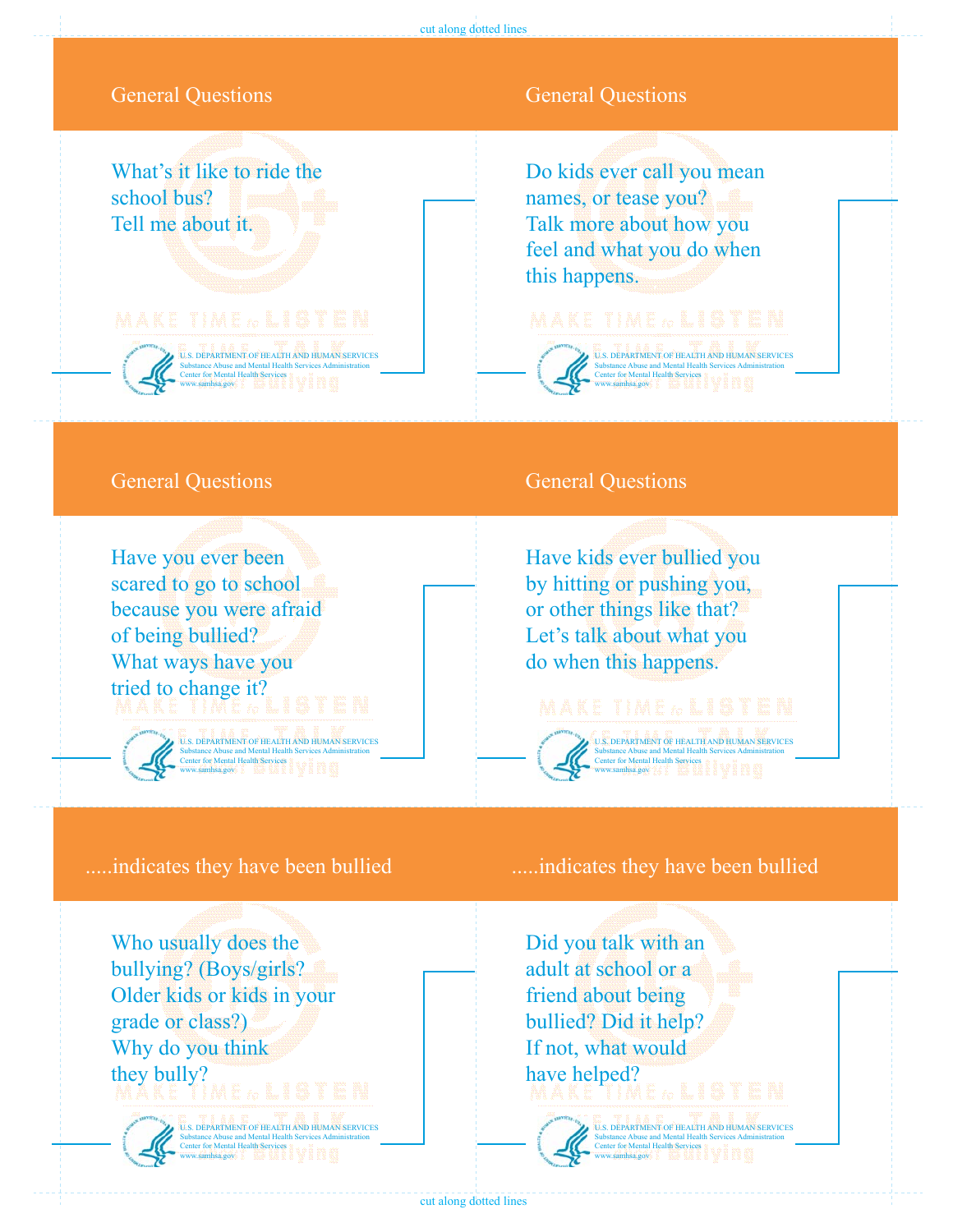cut along dotted lines

## General Questions

What's it like to ride the school bus?
Tell me about it.

U.S. DEPARTMENT OF HEALTH AND HUMAN SERVICES
Substance Abuse and Mental Health Services Administration
Center for Mental Health Services
www.samhsa.gov

## General Questions

Do kids ever call you mean names, or tease you?
Talk more about how you feel and what you do when this happens.

U.S. DEPARTMENT OF HEALTH AND HUMAN SERVICES
Substance Abuse and Mental Health Services Administration
Center for Mental Health Services
www.samhsa.gov

## General Questions

Have you ever been scared to go to school because you were afraid of being bullied?
What ways have you tried to change it?

U.S. DEPARTMENT OF HEALTH AND HUMAN SERVICES
Substance Abuse and Mental Health Services Administration
Center for Mental Health Services
www.samhsa.gov

## General Questions

Have kids ever bullied you by hitting or pushing you, or other things like that?
Let's talk about what you do when this happens.

U.S. DEPARTMENT OF HEALTH AND HUMAN SERVICES
Substance Abuse and Mental Health Services Administration
Center for Mental Health Services
www.samhsa.gov

## .....indicates they have been bullied

Who usually does the bullying? (Boys/girls? Older kids or kids in your grade or class?)
Why do you think they bully?

U.S. DEPARTMENT OF HEALTH AND HUMAN SERVICES
Substance Abuse and Mental Health Services Administration
Center for Mental Health Services
www.samhsa.gov

## .....indicates they have been bullied

Did you talk with an adult at school or a friend about being bullied? Did it help?
If not, what would have helped?

U.S. DEPARTMENT OF HEALTH AND HUMAN SERVICES
Substance Abuse and Mental Health Services Administration
Center for Mental Health Services
www.samhsa.gov

cut along dotted lines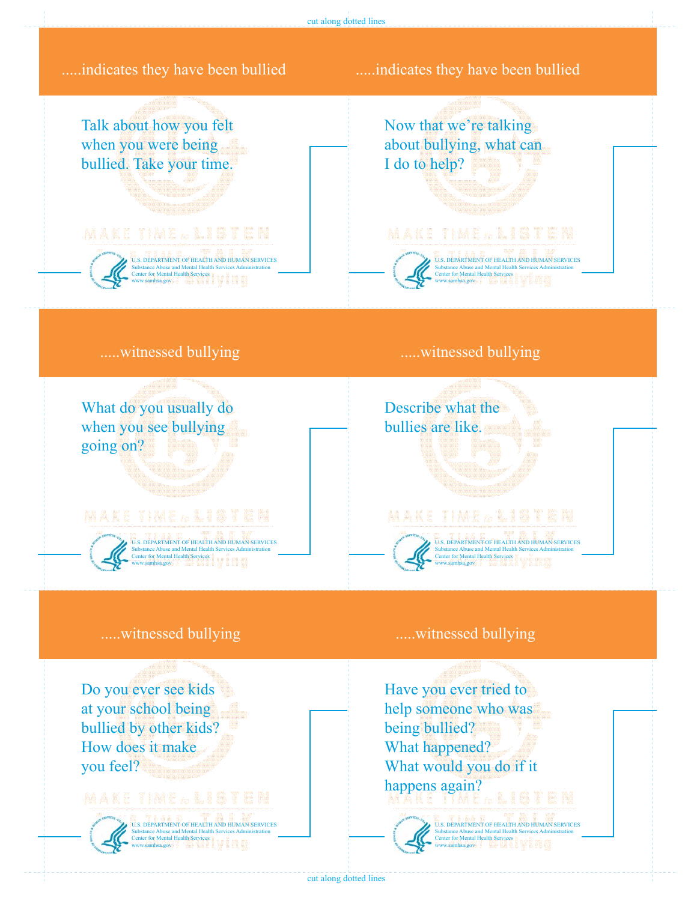cut along dotted lines

## .....indicates they have been bullied

Talk about how you felt when you were being bullied. Take your time.

U.S. DEPARTMENT OF HEALTH AND HUMAN SERVICES
Substance Abuse and Mental Health Services Administration
Center for Mental Health Services
www.samhsa.gov

## .....indicates they have been bullied

Now that we're talking about bullying, what can I do to help?

U.S. DEPARTMENT OF HEALTH AND HUMAN SERVICES
Substance Abuse and Mental Health Services Administration
Center for Mental Health Services
www.samhsa.gov

## .....witnessed bullying

What do you usually do when you see bullying going on?

U.S. DEPARTMENT OF HEALTH AND HUMAN SERVICES
Substance Abuse and Mental Health Services Administration
Center for Mental Health Services
www.samhsa.gov

## .....witnessed bullying

Describe what the bullies are like.

U.S. DEPARTMENT OF HEALTH AND HUMAN SERVICES
Substance Abuse and Mental Health Services Administration
Center for Mental Health Services
www.samhsa.gov

## .....witnessed bullying

Do you ever see kids at your school being bullied by other kids? How does it make you feel?

U.S. DEPARTMENT OF HEALTH AND HUMAN SERVICES
Substance Abuse and Mental Health Services Administration
Center for Mental Health Services
www.samhsa.gov

## .....witnessed bullying

Have you ever tried to help someone who was being bullied? What happened? What would you do if it happens again?

U.S. DEPARTMENT OF HEALTH AND HUMAN SERVICES
Substance Abuse and Mental Health Services Administration
Center for Mental Health Services
www.samhsa.gov

cut along dotted lines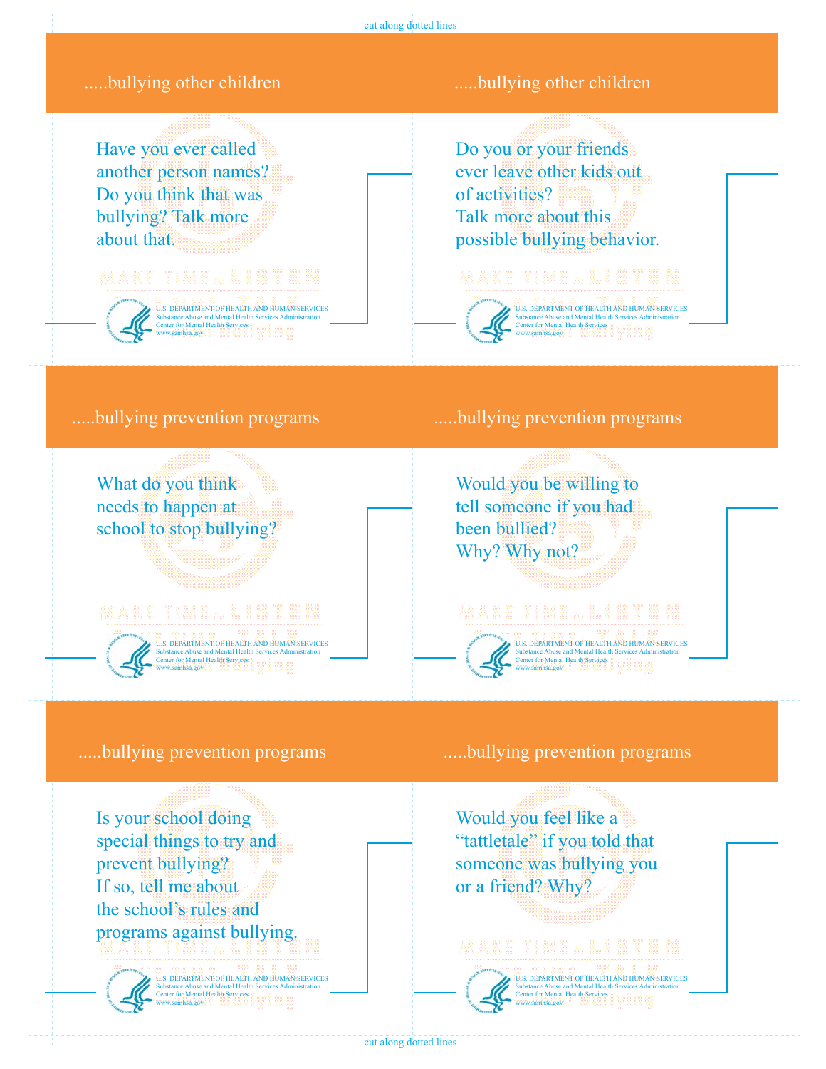cut along dotted lines

## .....bullying other children

Have you ever called another person names? Do you think that was bullying? Talk more about that.

MAKE TIME to LISTEN
TAKE TIME to TALK
about Bullying

U.S. DEPARTMENT OF HEALTH AND HUMAN SERVICES
Substance Abuse and Mental Health Services Administration
Center for Mental Health Services
www.samhsa.gov

## .....bullying other children

Do you or your friends ever leave other kids out of activities? Talk more about this possible bullying behavior.

MAKE TIME to LISTEN
TAKE TIME to TALK
about Bullying

U.S. DEPARTMENT OF HEALTH AND HUMAN SERVICES
Substance Abuse and Mental Health Services Administration
Center for Mental Health Services
www.samhsa.gov

## .....bullying prevention programs

What do you think needs to happen at school to stop bullying?

MAKE TIME to LISTEN
TAKE TIME to TALK
about Bullying

U.S. DEPARTMENT OF HEALTH AND HUMAN SERVICES
Substance Abuse and Mental Health Services Administration
Center for Mental Health Services
www.samhsa.gov

## .....bullying prevention programs

Would you be willing to tell someone if you had been bullied? Why? Why not?

MAKE TIME to LISTEN
TAKE TIME to TALK
about Bullying

U.S. DEPARTMENT OF HEALTH AND HUMAN SERVICES
Substance Abuse and Mental Health Services Administration
Center for Mental Health Services
www.samhsa.gov

## .....bullying prevention programs

Is your school doing special things to try and prevent bullying? If so, tell me about the school's rules and programs against bullying.

MAKE TIME to LISTEN
TAKE TIME to TALK
about Bullying

U.S. DEPARTMENT OF HEALTH AND HUMAN SERVICES
Substance Abuse and Mental Health Services Administration
Center for Mental Health Services
www.samhsa.gov

## .....bullying prevention programs

Would you feel like a "tattletale" if you told that someone was bullying you or a friend? Why?

MAKE TIME to LISTEN
TAKE TIME to TALK
about Bullying

U.S. DEPARTMENT OF HEALTH AND HUMAN SERVICES
Substance Abuse and Mental Health Services Administration
Center for Mental Health Services
www.samhsa.gov

cut along dotted lines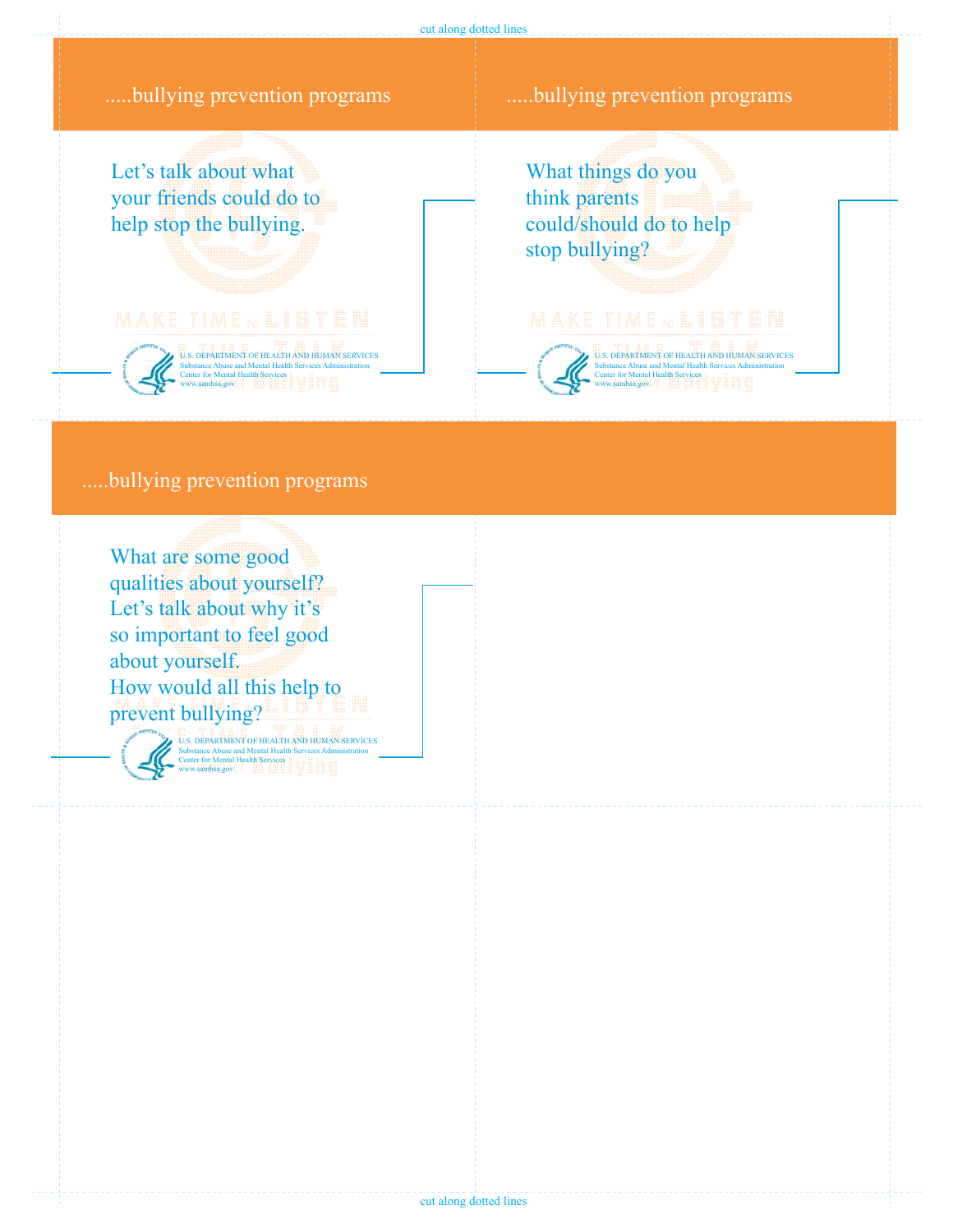cut along dotted lines

.....bullying prevention programs

Let's talk about what your friends could do to help stop the bullying.

U.S. DEPARTMENT OF HEALTH AND HUMAN SERVICES
Substance Abuse and Mental Health Services Administration
Center for Mental Health Services
www.samhsa.gov

.....bullying prevention programs

What things do you think parents could/should do to help stop bullying?

U.S. DEPARTMENT OF HEALTH AND HUMAN SERVICES
Substance Abuse and Mental Health Services Administration
Center for Mental Health Services
www.samhsa.gov

.....bullying prevention programs

What are some good qualities about yourself? Let's talk about why it's so important to feel good about yourself. How would all this help to prevent bullying?

U.S. DEPARTMENT OF HEALTH AND HUMAN SERVICES
Substance Abuse and Mental Health Services Administration
Center for Mental Health Services
www.samhsa.gov

cut along dotted lines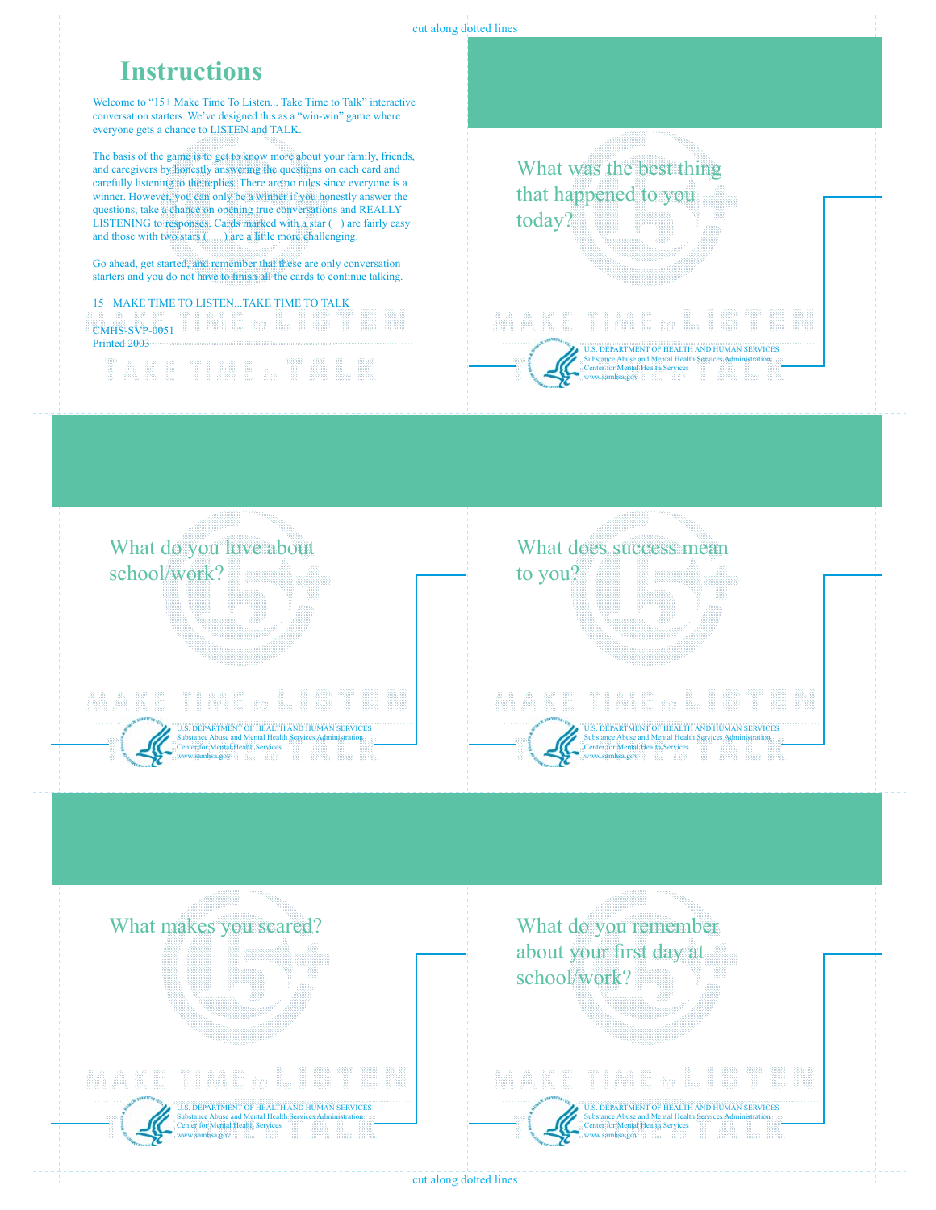cut along dotted lines

# Instructions

Welcome to "15+ Make Time To Listen... Take Time to Talk" interactive conversation starters. We've designed this as a "win-win" game where everyone gets a chance to LISTEN and TALK.

The basis of the game is to get to know more about your family, friends, and caregivers by honestly answering the questions on each card and carefully listening to the replies. There are no rules since everyone is a winner. However, you can only be a winner if you honestly answer the questions, take a chance on opening true conversations and REALLY LISTENING to responses. Cards marked with a star ( ) are fairly easy and those with two stars ( ) are a little more challenging.

Go ahead, get started, and remember that these are only conversation starters and you do not have to finish all the cards to continue talking.

15+ MAKE TIME TO LISTEN...TAKE TIME TO TALK

CMHS-SVP-0051
Printed 2003

---

What was the best thing that happened to you today?

U.S. DEPARTMENT OF HEALTH AND HUMAN SERVICES
Substance Abuse and Mental Health Services Administration
Center for Mental Health Services
www.samhsa.gov

---

What do you love about school/work?

U.S. DEPARTMENT OF HEALTH AND HUMAN SERVICES
Substance Abuse and Mental Health Services Administration
Center for Mental Health Services
www.samhsa.gov

---

What does success mean to you?

U.S. DEPARTMENT OF HEALTH AND HUMAN SERVICES
Substance Abuse and Mental Health Services Administration
Center for Mental Health Services
www.samhsa.gov

---

What makes you scared?

U.S. DEPARTMENT OF HEALTH AND HUMAN SERVICES
Substance Abuse and Mental Health Services Administration
Center for Mental Health Services
www.samhsa.gov

---

What do you remember about your first day at school/work?

U.S. DEPARTMENT OF HEALTH AND HUMAN SERVICES
Substance Abuse and Mental Health Services Administration
Center for Mental Health Services
www.samhsa.gov

cut along dotted lines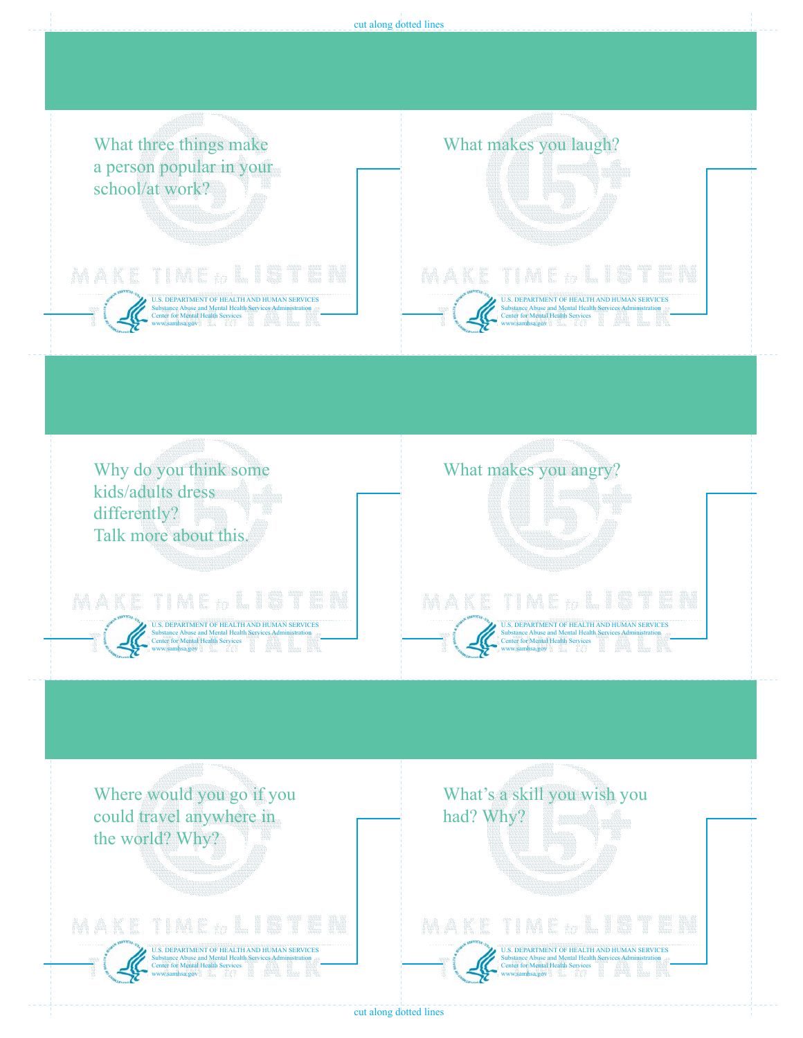cut along dotted lines

What three things make a person popular in your school/at work?

MAKE TIME to LISTEN TAKE TIME to TALK

U.S. DEPARTMENT OF HEALTH AND HUMAN SERVICES
Substance Abuse and Mental Health Services Administration
Center for Mental Health Services
www.samhsa.gov

What makes you laugh?

MAKE TIME to LISTEN TAKE TIME to TALK

U.S. DEPARTMENT OF HEALTH AND HUMAN SERVICES
Substance Abuse and Mental Health Services Administration
Center for Mental Health Services
www.samhsa.gov

Why do you think some kids/adults dress differently?
Talk more about this.

MAKE TIME to LISTEN TAKE TIME to TALK

U.S. DEPARTMENT OF HEALTH AND HUMAN SERVICES
Substance Abuse and Mental Health Services Administration
Center for Mental Health Services
www.samhsa.gov

What makes you angry?

MAKE TIME to LISTEN TAKE TIME to TALK

U.S. DEPARTMENT OF HEALTH AND HUMAN SERVICES
Substance Abuse and Mental Health Services Administration
Center for Mental Health Services
www.samhsa.gov

Where would you go if you could travel anywhere in the world? Why?

MAKE TIME to LISTEN TAKE TIME to TALK

U.S. DEPARTMENT OF HEALTH AND HUMAN SERVICES
Substance Abuse and Mental Health Services Administration
Center for Mental Health Services
www.samhsa.gov

What's a skill you wish you had? Why?

MAKE TIME to LISTEN TAKE TIME to TALK

U.S. DEPARTMENT OF HEALTH AND HUMAN SERVICES
Substance Abuse and Mental Health Services Administration
Center for Mental Health Services
www.samhsa.gov

cut along dotted lines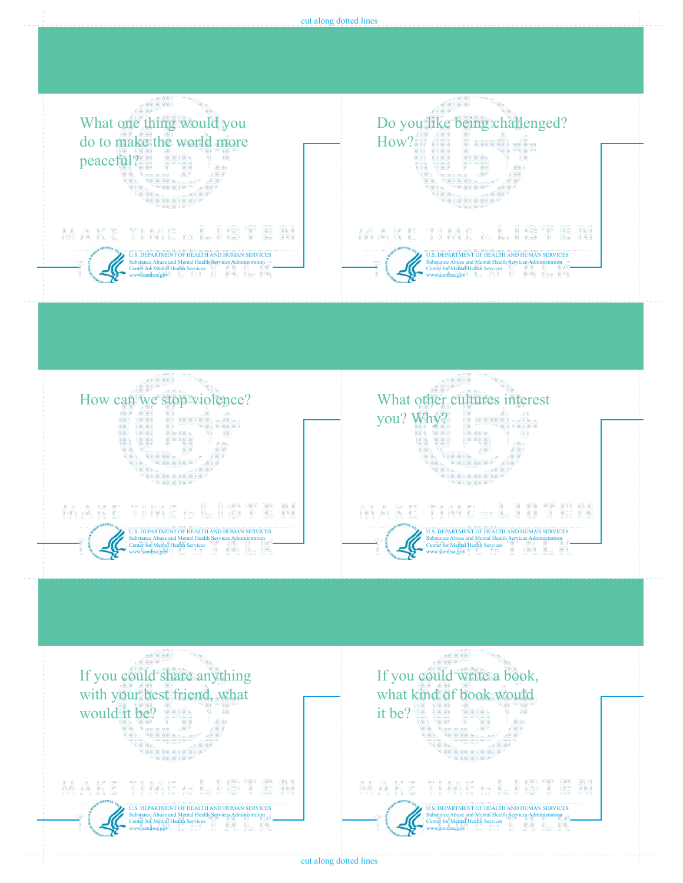cut along dotted lines

What one thing would you do to make the world more peaceful?

MAKE TIME to LISTEN TAKE TIME to TALK

U.S. DEPARTMENT OF HEALTH AND HUMAN SERVICES
Substance Abuse and Mental Health Services Administration
Center for Mental Health Services
www.samhsa.gov

Do you like being challenged? How?

MAKE TIME to LISTEN TAKE TIME to TALK

U.S. DEPARTMENT OF HEALTH AND HUMAN SERVICES
Substance Abuse and Mental Health Services Administration
Center for Mental Health Services
www.samhsa.gov

How can we stop violence?

MAKE TIME to LISTEN TAKE TIME to TALK

U.S. DEPARTMENT OF HEALTH AND HUMAN SERVICES
Substance Abuse and Mental Health Services Administration
Center for Mental Health Services
www.samhsa.gov

What other cultures interest you? Why?

MAKE TIME to LISTEN TAKE TIME to TALK

U.S. DEPARTMENT OF HEALTH AND HUMAN SERVICES
Substance Abuse and Mental Health Services Administration
Center for Mental Health Services
www.samhsa.gov

If you could share anything with your best friend, what would it be?

MAKE TIME to LISTEN TAKE TIME to TALK

U.S. DEPARTMENT OF HEALTH AND HUMAN SERVICES
Substance Abuse and Mental Health Services Administration
Center for Mental Health Services
www.samhsa.gov

If you could write a book, what kind of book would it be?

MAKE TIME to LISTEN TAKE TIME to TALK

U.S. DEPARTMENT OF HEALTH AND HUMAN SERVICES
Substance Abuse and Mental Health Services Administration
Center for Mental Health Services
www.samhsa.gov

cut along dotted lines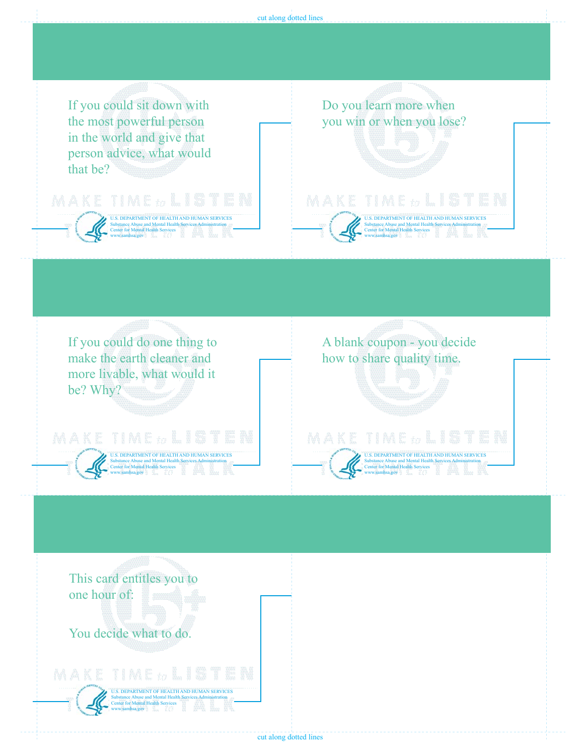cut along dotted lines

If you could sit down with the most powerful person in the world and give that person advice, what would that be?

MAKE TIME to LISTEN TAKE TIME to TALK

U.S. DEPARTMENT OF HEALTH AND HUMAN SERVICES
Substance Abuse and Mental Health Services Administration
Center for Mental Health Services
www.samhsa.gov

---

Do you learn more when you win or when you lose?

MAKE TIME to LISTEN TAKE TIME to TALK

U.S. DEPARTMENT OF HEALTH AND HUMAN SERVICES
Substance Abuse and Mental Health Services Administration
Center for Mental Health Services
www.samhsa.gov

---

If you could do one thing to make the earth cleaner and more livable, what would it be? Why?

MAKE TIME to LISTEN TAKE TIME to TALK

U.S. DEPARTMENT OF HEALTH AND HUMAN SERVICES
Substance Abuse and Mental Health Services Administration
Center for Mental Health Services
www.samhsa.gov

---

A blank coupon - you decide how to share quality time.

MAKE TIME to LISTEN TAKE TIME to TALK

U.S. DEPARTMENT OF HEALTH AND HUMAN SERVICES
Substance Abuse and Mental Health Services Administration
Center for Mental Health Services
www.samhsa.gov

---

This card entitles you to one hour of:

You decide what to do.

MAKE TIME to LISTEN TAKE TIME to TALK

U.S. DEPARTMENT OF HEALTH AND HUMAN SERVICES
Substance Abuse and Mental Health Services Administration
Center for Mental Health Services
www.samhsa.gov

cut along dotted lines